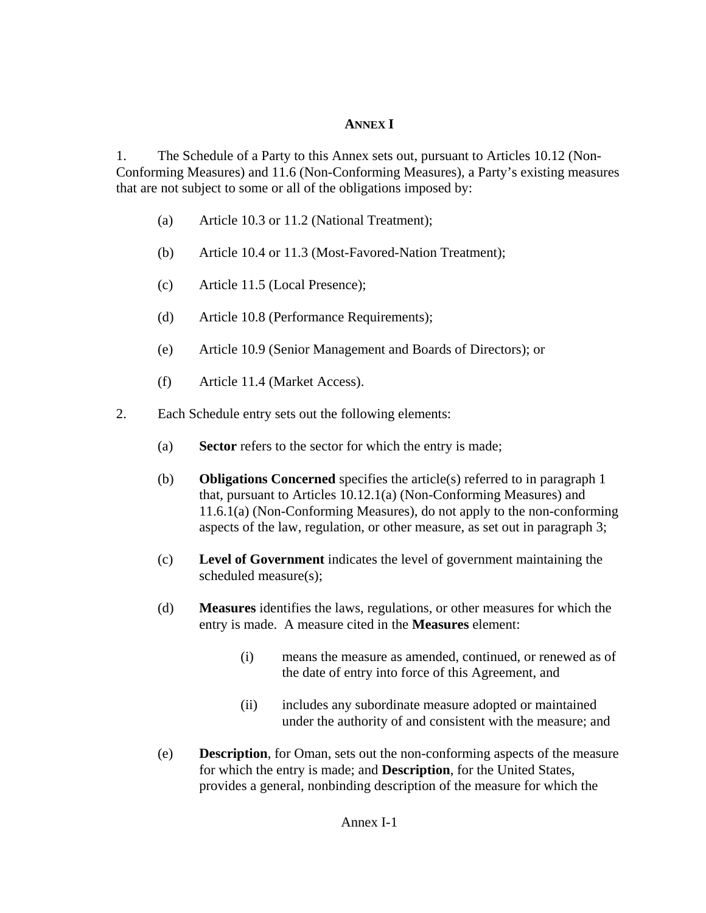# ANNEX I

1. The Schedule of a Party to this Annex sets out, pursuant to Articles 10.12 (Non-Conforming Measures) and 11.6 (Non-Conforming Measures), a Party's existing measures that are not subject to some or all of the obligations imposed by:

   (a) Article 10.3 or 11.2 (National Treatment);

   (b) Article 10.4 or 11.3 (Most-Favored-Nation Treatment);

   (c) Article 11.5 (Local Presence);

   (d) Article 10.8 (Performance Requirements);

   (e) Article 10.9 (Senior Management and Boards of Directors); or

   (f) Article 11.4 (Market Access).

2. Each Schedule entry sets out the following elements:

   (a) **Sector** refers to the sector for which the entry is made;

   (b) **Obligations Concerned** specifies the article(s) referred to in paragraph 1 that, pursuant to Articles 10.12.1(a) (Non-Conforming Measures) and 11.6.1(a) (Non-Conforming Measures), do not apply to the non-conforming aspects of the law, regulation, or other measure, as set out in paragraph 3;

   (c) **Level of Government** indicates the level of government maintaining the scheduled measure(s);

   (d) **Measures** identifies the laws, regulations, or other measures for which the entry is made. A measure cited in the **Measures** element:

      (i) means the measure as amended, continued, or renewed as of the date of entry into force of this Agreement, and

      (ii) includes any subordinate measure adopted or maintained under the authority of and consistent with the measure; and

   (e) **Description**, for Oman, sets out the non-conforming aspects of the measure for which the entry is made; and **Description**, for the United States, provides a general, nonbinding description of the measure for which the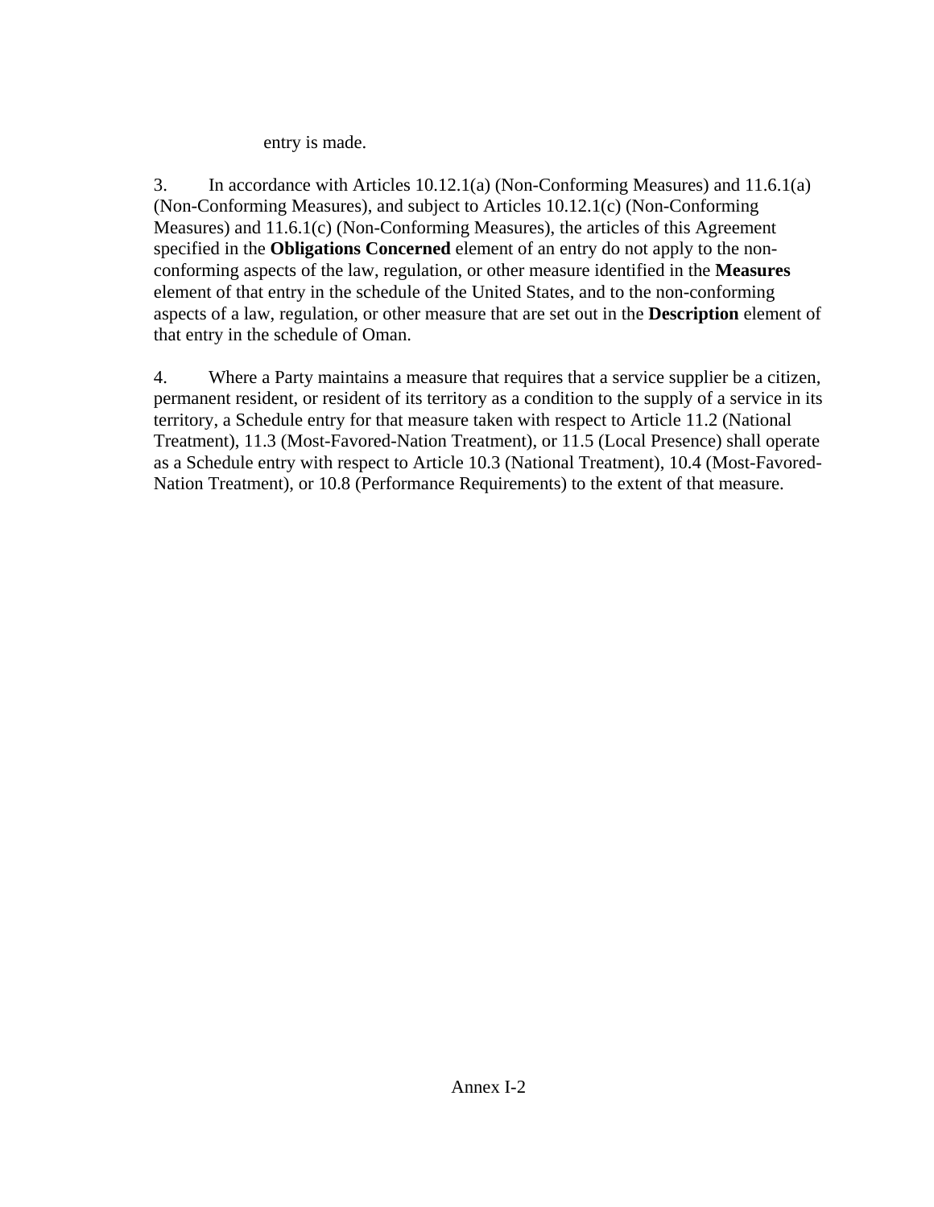entry is made.

3. In accordance with Articles 10.12.1(a) (Non-Conforming Measures) and 11.6.1(a) (Non-Conforming Measures), and subject to Articles 10.12.1(c) (Non-Conforming Measures) and 11.6.1(c) (Non-Conforming Measures), the articles of this Agreement specified in the **Obligations Concerned** element of an entry do not apply to the non-conforming aspects of the law, regulation, or other measure identified in the **Measures** element of that entry in the schedule of the United States, and to the non-conforming aspects of a law, regulation, or other measure that are set out in the **Description** element of that entry in the schedule of Oman.

4. Where a Party maintains a measure that requires that a service supplier be a citizen, permanent resident, or resident of its territory as a condition to the supply of a service in its territory, a Schedule entry for that measure taken with respect to Article 11.2 (National Treatment), 11.3 (Most-Favored-Nation Treatment), or 11.5 (Local Presence) shall operate as a Schedule entry with respect to Article 10.3 (National Treatment), 10.4 (Most-Favored-Nation Treatment), or 10.8 (Performance Requirements) to the extent of that measure.